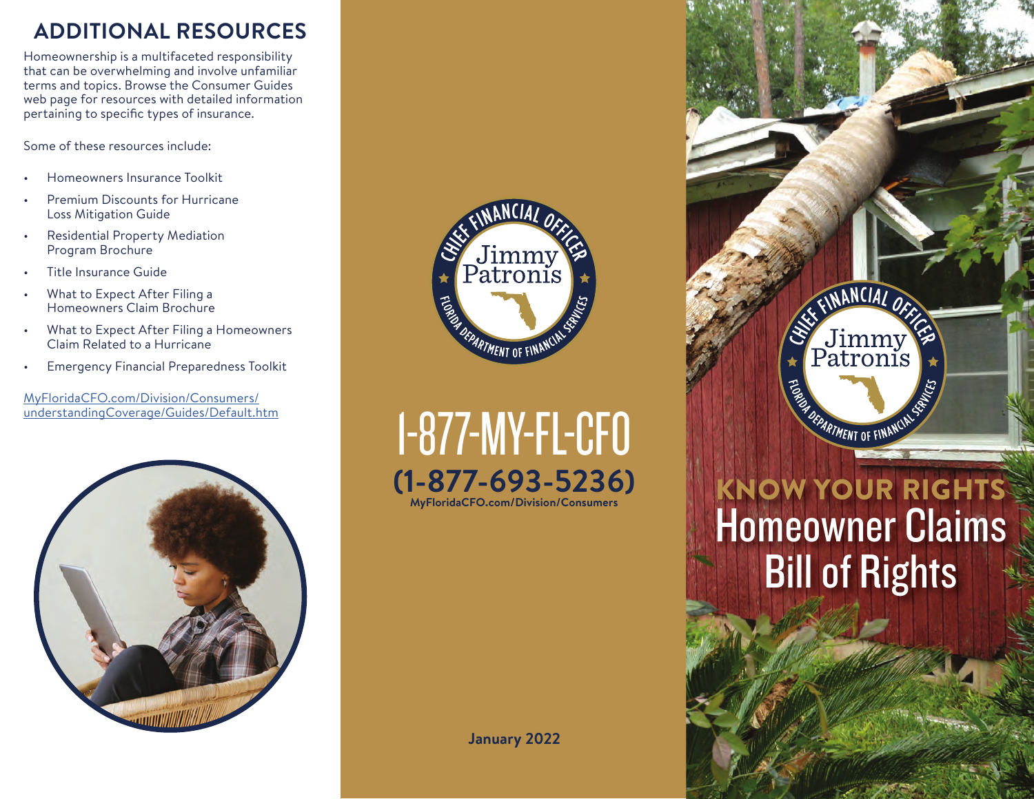## ADDITIONAL RESOURCES

Homeownership is a multifaceted responsibility that can be overwhelming and involve unfamiliar terms and topics. Browse the Consumer Guides web page for resources with detailed information pertaining to specific types of insurance.

Some of these resources include:

- Homeowners Insurance Toolkit
- Premium Discounts for Hurricane Loss Mitigation Guide
- Residential Property Mediation Program Brochure
- Title Insurance Guide
- What to Expect After Filing a Homeowners Claim Brochure
- What to Expect After Filing a Homeowners Claim Related to a Hurricane
- Emergency Financial Preparedness Toolkit

MyFloridaCFO.com/Division/Consumers/understandingCoverage/Guides/Default.htm

CHIEF FINANCIAL OFFICER
Jimmy Patronis
FLORIDA DEPARTMENT OF FINANCIAL SERVICES

# 1-877-MY-FL-CFO

**(1-877-693-5236)**

**MyFloridaCFO.com/Division/Consumers**

**January 2022**

CHIEF FINANCIAL OFFICER
Jimmy Patronis
FLORIDA DEPARTMENT OF FINANCIAL SERVICES

# KNOW YOUR RIGHTS
# Homeowner Claims Bill of Rights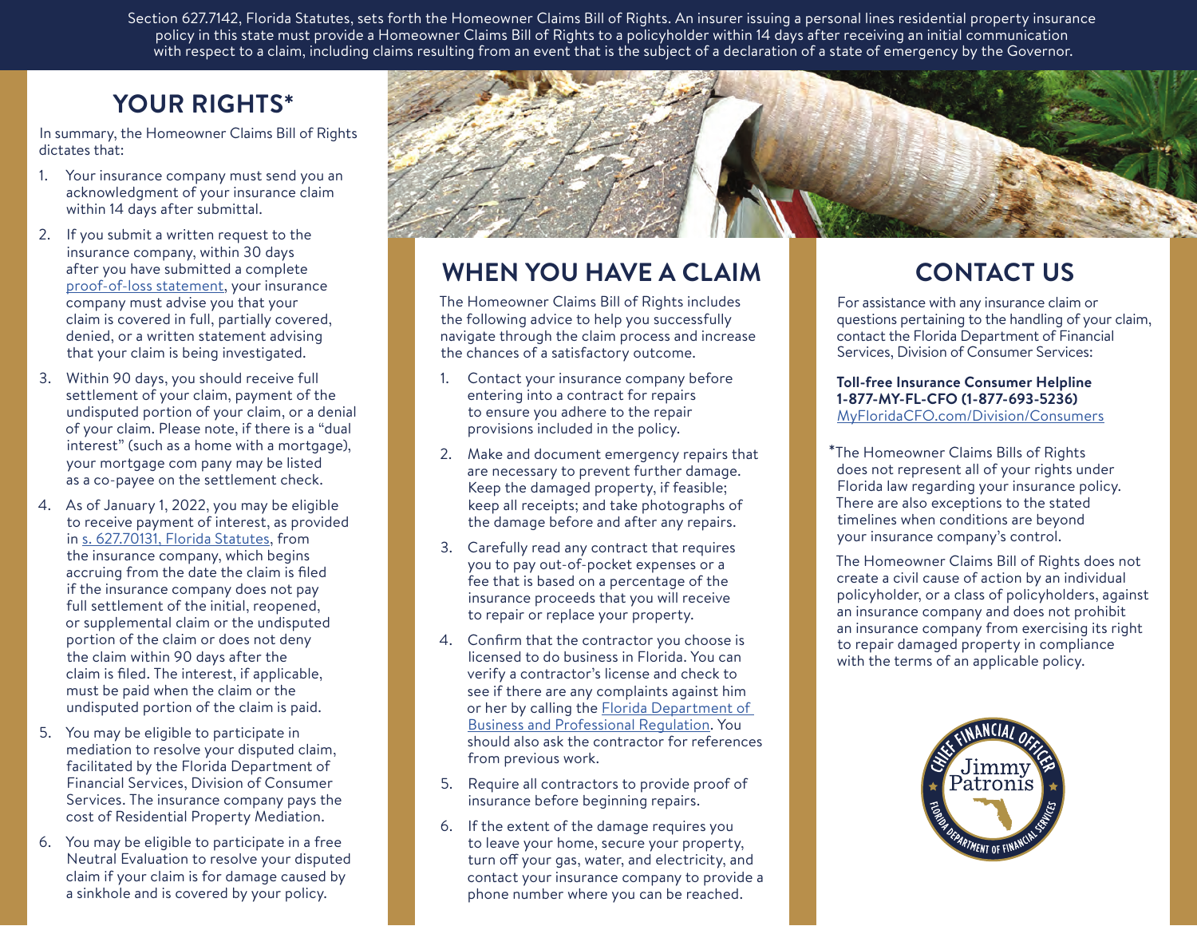Section 627.7142, Florida Statutes, sets forth the Homeowner Claims Bill of Rights. An insurer issuing a personal lines residential property insurance policy in this state must provide a Homeowner Claims Bill of Rights to a policyholder within 14 days after receiving an initial communication with respect to a claim, including claims resulting from an event that is the subject of a declaration of a state of emergency by the Governor.

## YOUR RIGHTS*

In summary, the Homeowner Claims Bill of Rights dictates that:

1. Your insurance company must send you an acknowledgment of your insurance claim within 14 days after submittal.
2. If you submit a written request to the insurance company, within 30 days after you have submitted a complete proof-of-loss statement, your insurance company must advise you that your claim is covered in full, partially covered, denied, or a written statement advising that your claim is being investigated.
3. Within 90 days, you should receive full settlement of your claim, payment of the undisputed portion of your claim, or a denial of your claim. Please note, if there is a "dual interest" (such as a home with a mortgage), your mortgage com pany may be listed as a co-payee on the settlement check.
4. As of January 1, 2022, you may be eligible to receive payment of interest, as provided in s. 627.70131, Florida Statutes, from the insurance company, which begins accruing from the date the claim is filed if the insurance company does not pay full settlement of the initial, reopened, or supplemental claim or the undisputed portion of the claim or does not deny the claim within 90 days after the claim is filed. The interest, if applicable, must be paid when the claim or the undisputed portion of the claim is paid.
5. You may be eligible to participate in mediation to resolve your disputed claim, facilitated by the Florida Department of Financial Services, Division of Consumer Services. The insurance company pays the cost of Residential Property Mediation.
6. You may be eligible to participate in a free Neutral Evaluation to resolve your disputed claim if your claim is for damage caused by a sinkhole and is covered by your policy.

## WHEN YOU HAVE A CLAIM

The Homeowner Claims Bill of Rights includes the following advice to help you successfully navigate through the claim process and increase the chances of a satisfactory outcome.

1. Contact your insurance company before entering into a contract for repairs to ensure you adhere to the repair provisions included in the policy.
2. Make and document emergency repairs that are necessary to prevent further damage. Keep the damaged property, if feasible; keep all receipts; and take photographs of the damage before and after any repairs.
3. Carefully read any contract that requires you to pay out-of-pocket expenses or a fee that is based on a percentage of the insurance proceeds that you will receive to repair or replace your property.
4. Confirm that the contractor you choose is licensed to do business in Florida. You can verify a contractor's license and check to see if there are any complaints against him or her by calling the Florida Department of Business and Professional Regulation. You should also ask the contractor for references from previous work.
5. Require all contractors to provide proof of insurance before beginning repairs.
6. If the extent of the damage requires you to leave your home, secure your property, turn off your gas, water, and electricity, and contact your insurance company to provide a phone number where you can be reached.

## CONTACT US

For assistance with any insurance claim or questions pertaining to the handling of your claim, contact the Florida Department of Financial Services, Division of Consumer Services:

**Toll-free Insurance Consumer Helpline**
**1-877-MY-FL-CFO (1-877-693-5236)**
MyFloridaCFO.com/Division/Consumers

*The Homeowner Claims Bills of Rights does not represent all of your rights under Florida law regarding your insurance policy. There are also exceptions to the stated timelines when conditions are beyond your insurance company's control.

The Homeowner Claims Bill of Rights does not create a civil cause of action by an individual policyholder, or a class of policyholders, against an insurance company and does not prohibit an insurance company from exercising its right to repair damaged property in compliance with the terms of an applicable policy.

CHIEF FINANCIAL OFFICER
Jimmy Patronis
FLORIDA DEPARTMENT OF FINANCIAL SERVICES